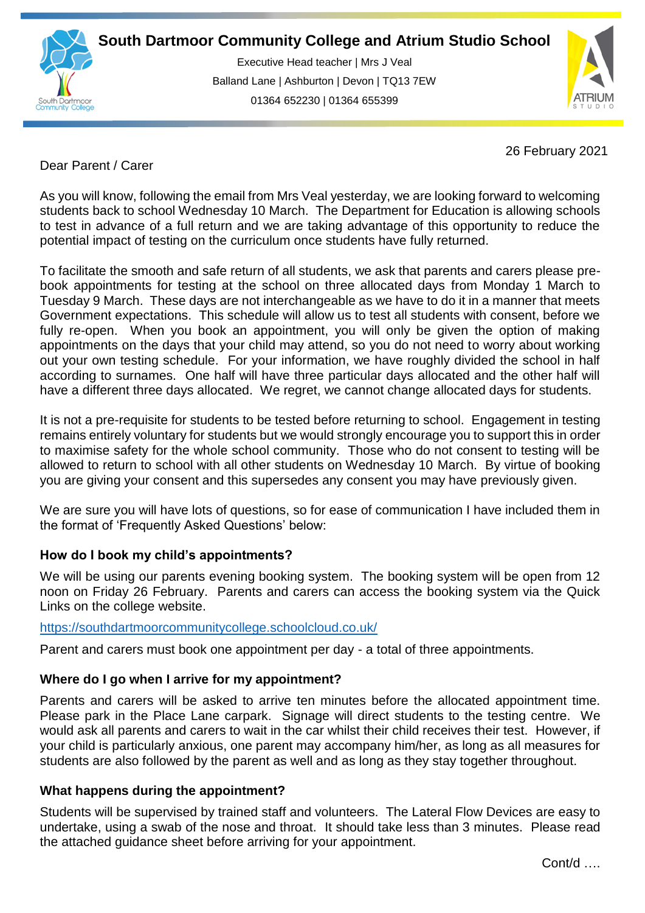# South Dartmoor Community College and Atrium Studio School

Executive Head teacher | Mrs J Veal
Balland Lane | Ashburton | Devon | TQ13 7EW
01364 652230 | 01364 655399

26 February 2021

Dear Parent / Carer

As you will know, following the email from Mrs Veal yesterday, we are looking forward to welcoming students back to school Wednesday 10 March. The Department for Education is allowing schools to test in advance of a full return and we are taking advantage of this opportunity to reduce the potential impact of testing on the curriculum once students have fully returned.

To facilitate the smooth and safe return of all students, we ask that parents and carers please pre-book appointments for testing at the school on three allocated days from Monday 1 March to Tuesday 9 March. These days are not interchangeable as we have to do it in a manner that meets Government expectations. This schedule will allow us to test all students with consent, before we fully re-open. When you book an appointment, you will only be given the option of making appointments on the days that your child may attend, so you do not need to worry about working out your own testing schedule. For your information, we have roughly divided the school in half according to surnames. One half will have three particular days allocated and the other half will have a different three days allocated. We regret, we cannot change allocated days for students.

It is not a pre-requisite for students to be tested before returning to school. Engagement in testing remains entirely voluntary for students but we would strongly encourage you to support this in order to maximise safety for the whole school community. Those who do not consent to testing will be allowed to return to school with all other students on Wednesday 10 March. By virtue of booking you are giving your consent and this supersedes any consent you may have previously given.

We are sure you will have lots of questions, so for ease of communication I have included them in the format of 'Frequently Asked Questions' below:

**How do I book my child's appointments?**

We will be using our parents evening booking system. The booking system will be open from 12 noon on Friday 26 February. Parents and carers can access the booking system via the Quick Links on the college website.

https://southdartmoorcommunitycollege.schoolcloud.co.uk/

Parent and carers must book one appointment per day - a total of three appointments.

**Where do I go when I arrive for my appointment?**

Parents and carers will be asked to arrive ten minutes before the allocated appointment time. Please park in the Place Lane carpark. Signage will direct students to the testing centre. We would ask all parents and carers to wait in the car whilst their child receives their test. However, if your child is particularly anxious, one parent may accompany him/her, as long as all measures for students are also followed by the parent as well and as long as they stay together throughout.

**What happens during the appointment?**

Students will be supervised by trained staff and volunteers. The Lateral Flow Devices are easy to undertake, using a swab of the nose and throat. It should take less than 3 minutes. Please read the attached guidance sheet before arriving for your appointment.

Cont/d ….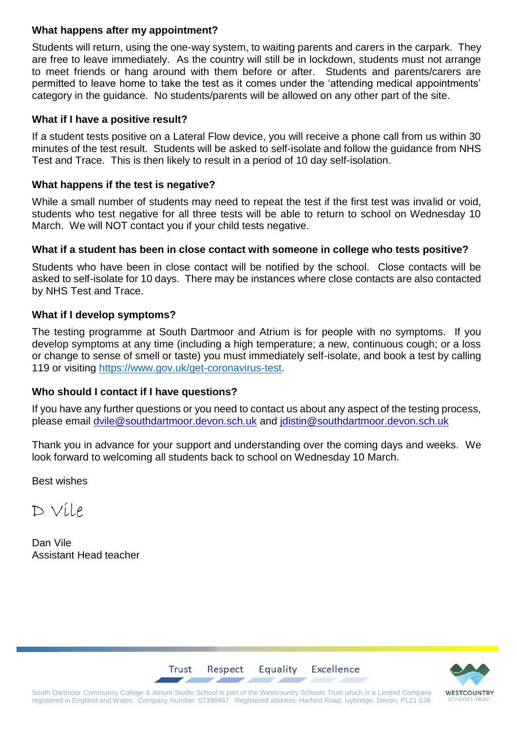**What happens after my appointment?**

Students will return, using the one-way system, to waiting parents and carers in the carpark. They are free to leave immediately. As the country will still be in lockdown, students must not arrange to meet friends or hang around with them before or after. Students and parents/carers are permitted to leave home to take the test as it comes under the 'attending medical appointments' category in the guidance. No students/parents will be allowed on any other part of the site.

**What if I have a positive result?**

If a student tests positive on a Lateral Flow device, you will receive a phone call from us within 30 minutes of the test result. Students will be asked to self-isolate and follow the guidance from NHS Test and Trace. This is then likely to result in a period of 10 day self-isolation.

**What happens if the test is negative?**

While a small number of students may need to repeat the test if the first test was invalid or void, students who test negative for all three tests will be able to return to school on Wednesday 10 March. We will NOT contact you if your child tests negative.

**What if a student has been in close contact with someone in college who tests positive?**

Students who have been in close contact will be notified by the school. Close contacts will be asked to self-isolate for 10 days. There may be instances where close contacts are also contacted by NHS Test and Trace.

**What if I develop symptoms?**

The testing programme at South Dartmoor and Atrium is for people with no symptoms. If you develop symptoms at any time (including a high temperature; a new, continuous cough; or a loss or change to sense of smell or taste) you must immediately self-isolate, and book a test by calling 119 or visiting https://www.gov.uk/get-coronavirus-test.

**Who should I contact if I have questions?**

If you have any further questions or you need to contact us about any aspect of the testing process, please email dvile@southdartmoor.devon.sch.uk and jdistin@southdartmoor.devon.sch.uk

Thank you in advance for your support and understanding over the coming days and weeks. We look forward to welcoming all students back to school on Wednesday 10 March.

Best wishes

D Vile

Dan Vile
Assistant Head teacher

Trust Respect Equality Excellence

South Dartmoor Community College & Atrium Studio School is part of the Westcountry Schools Trust which is a Limited Company registered in England and Wales. Company Number: 07398467. Registered address: Harford Road, Ivybridge, Devon, PL21 0JA

WESTCOUNTRY SCHOOLS TRUST